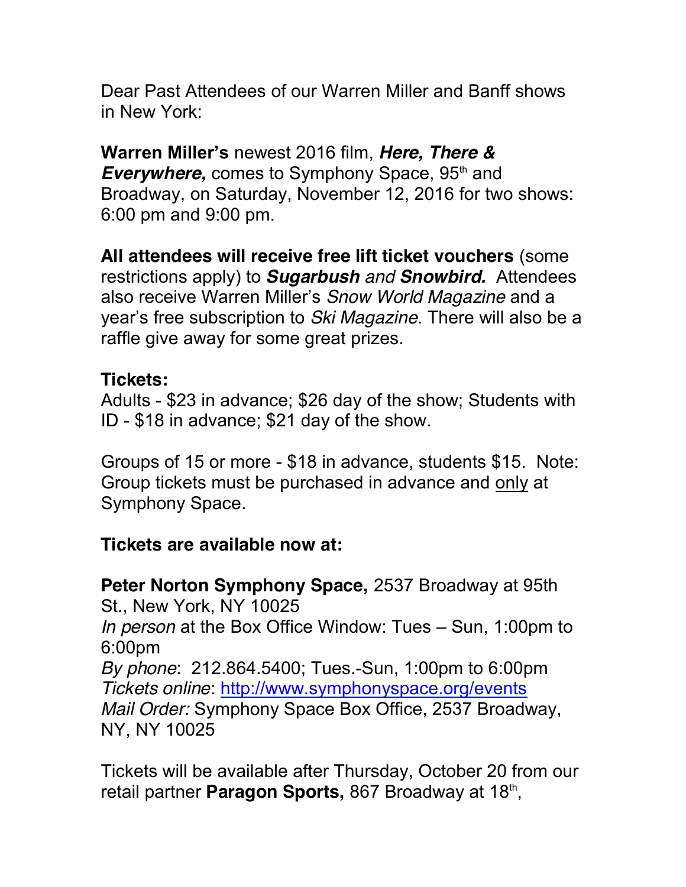Dear Past Attendees of our Warren Miller and Banff shows in New York:

**Warren Miller's** newest 2016 film, ***Here, There & Everywhere,*** comes to Symphony Space, 95th and Broadway, on Saturday, November 12, 2016 for two shows: 6:00 pm and 9:00 pm.

**All attendees will receive free lift ticket vouchers** (some restrictions apply) to ***Sugarbush*** *and* ***Snowbird.*** Attendees also receive Warren Miller's *Snow World Magazine* and a year's free subscription to *Ski Magazine*. There will also be a raffle give away for some great prizes.

**Tickets:**
Adults - $23 in advance; $26 day of the show; Students with ID - $18 in advance; $21 day of the show.

Groups of 15 or more - $18 in advance, students $15. Note: Group tickets must be purchased in advance and <u>only</u> at Symphony Space.

**Tickets are available now at:**

**Peter Norton Symphony Space,** 2537 Broadway at 95th St., New York, NY 10025
*In person* at the Box Office Window: Tues – Sun, 1:00pm to 6:00pm
*By phone*: 212.864.5400; Tues.-Sun, 1:00pm to 6:00pm
*Tickets online*: [http://www.symphonyspace.org/events](http://www.symphonyspace.org/events)
*Mail Order:* Symphony Space Box Office, 2537 Broadway, NY, NY 10025

Tickets will be available after Thursday, October 20 from our retail partner **Paragon Sports,** 867 Broadway at 18th,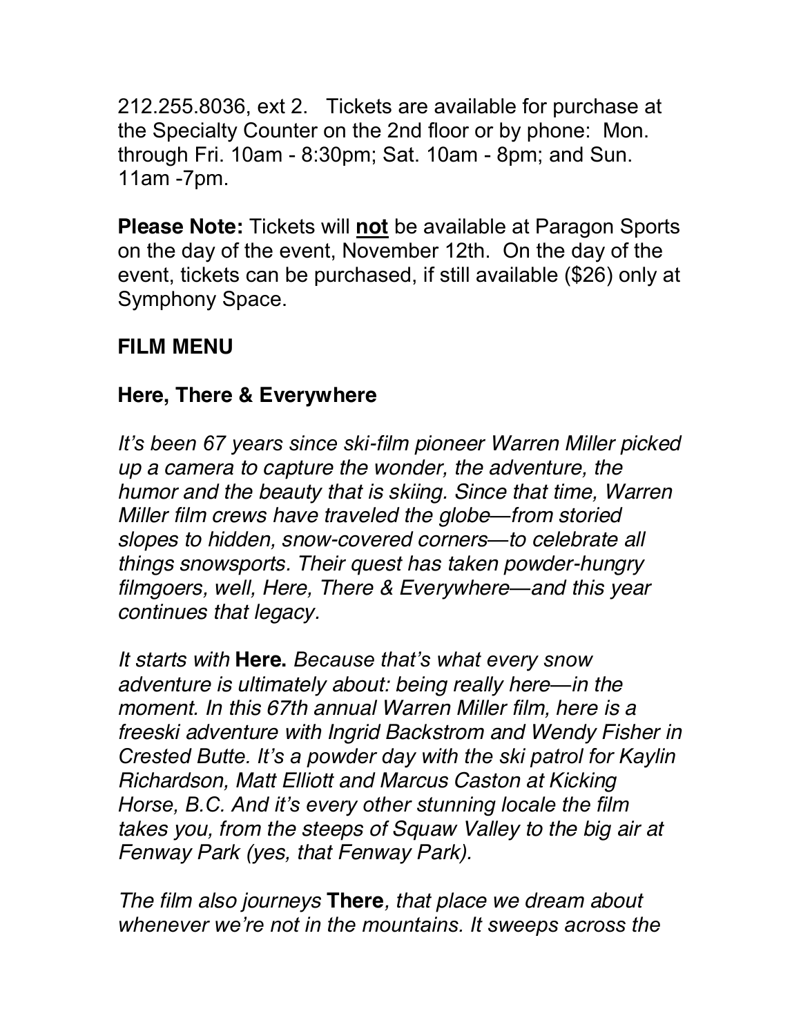212.255.8036, ext 2. Tickets are available for purchase at the Specialty Counter on the 2nd floor or by phone: Mon. through Fri. 10am - 8:30pm; Sat. 10am - 8pm; and Sun. 11am -7pm.

**Please Note:** Tickets will **not** be available at Paragon Sports on the day of the event, November 12th. On the day of the event, tickets can be purchased, if still available ($26) only at Symphony Space.

**FILM MENU**

**Here, There & Everywhere**

*It's been 67 years since ski-film pioneer Warren Miller picked up a camera to capture the wonder, the adventure, the humor and the beauty that is skiing. Since that time, Warren Miller film crews have traveled the globe—from storied slopes to hidden, snow-covered corners—to celebrate all things snowsports. Their quest has taken powder-hungry filmgoers, well, Here, There & Everywhere—and this year continues that legacy.*

*It starts with* **Here.** *Because that's what every snow adventure is ultimately about: being really here—in the moment. In this 67th annual Warren Miller film, here is a freeski adventure with Ingrid Backstrom and Wendy Fisher in Crested Butte. It's a powder day with the ski patrol for Kaylin Richardson, Matt Elliott and Marcus Caston at Kicking Horse, B.C. And it's every other stunning locale the film takes you, from the steeps of Squaw Valley to the big air at Fenway Park (yes, that Fenway Park).*

*The film also journeys* **There***, that place we dream about whenever we're not in the mountains. It sweeps across the*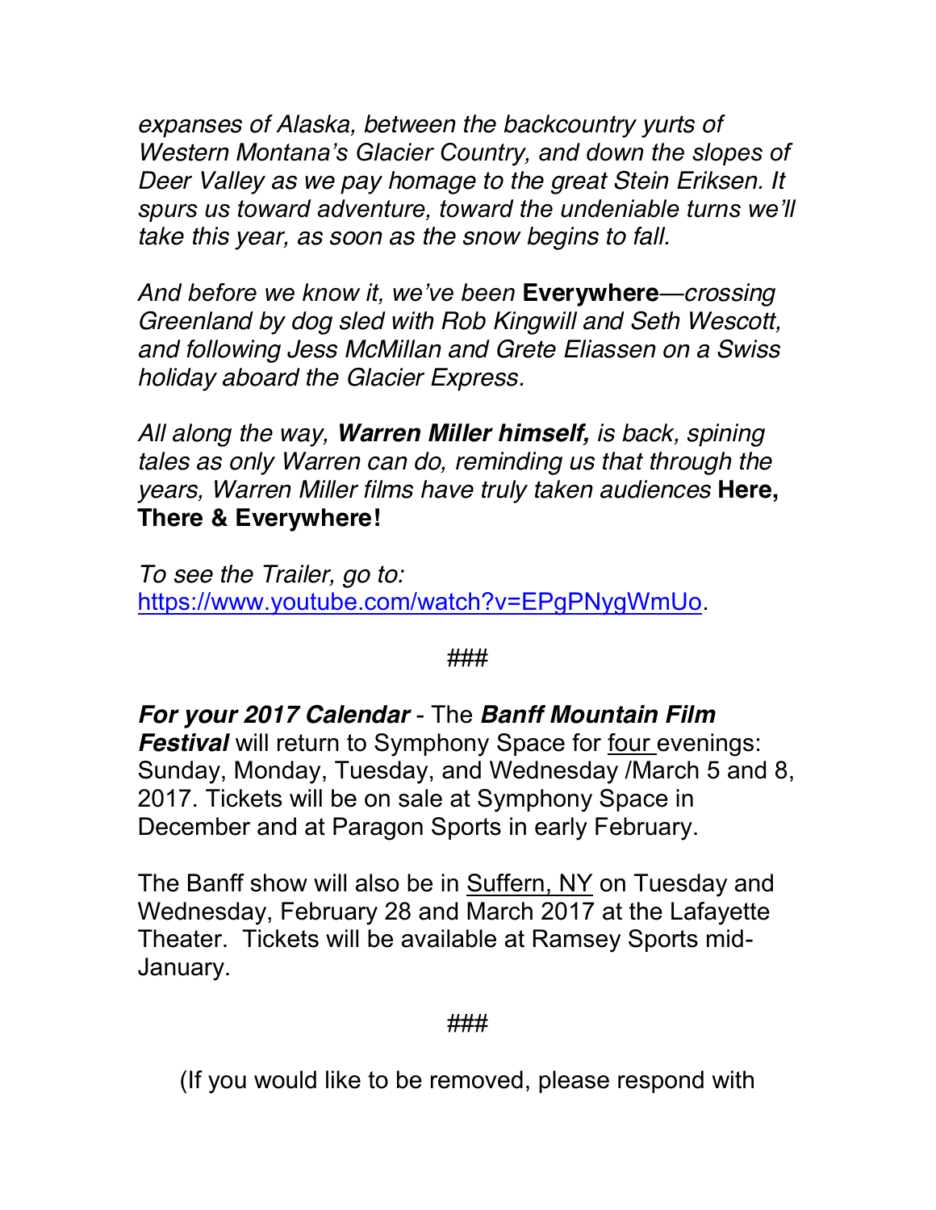*expanses of Alaska, between the backcountry yurts of Western Montana's Glacier Country, and down the slopes of Deer Valley as we pay homage to the great Stein Eriksen. It spurs us toward adventure, toward the undeniable turns we'll take this year, as soon as the snow begins to fall.*

*And before we know it, we've been* **Everywhere***—crossing Greenland by dog sled with Rob Kingwill and Seth Wescott, and following Jess McMillan and Grete Eliassen on a Swiss holiday aboard the Glacier Express.*

*All along the way,* ***Warren Miller himself,*** *is back, spining tales as only Warren can do, reminding us that through the years, Warren Miller films have truly taken audiences* **Here, There & Everywhere!**

*To see the Trailer, go to:*
[https://www.youtube.com/watch?v=EPgPNygWmUo](https://www.youtube.com/watch?v=EPgPNygWmUo).

###

***For your 2017 Calendar*** - The ***Banff Mountain Film Festival*** will return to Symphony Space for <u>four</u> evenings: Sunday, Monday, Tuesday, and Wednesday /March 5 and 8, 2017. Tickets will be on sale at Symphony Space in December and at Paragon Sports in early February.

The Banff show will also be in <u>Suffern, NY</u> on Tuesday and Wednesday, February 28 and March 2017 at the Lafayette Theater. Tickets will be available at Ramsey Sports mid-January.

###

(If you would like to be removed, please respond with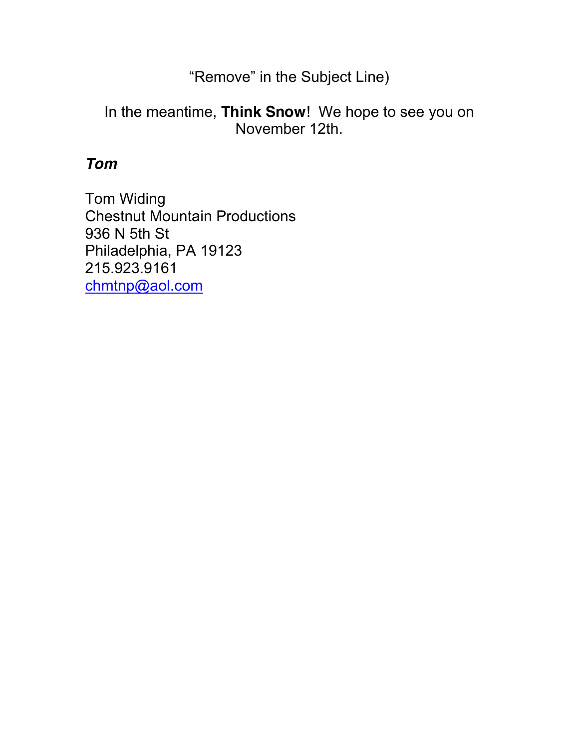"Remove" in the Subject Line)

In the meantime, **Think Snow**! We hope to see you on November 12th.

***Tom***

Tom Widing
Chestnut Mountain Productions
936 N 5th St
Philadelphia, PA 19123
215.923.9161
chmtnp@aol.com